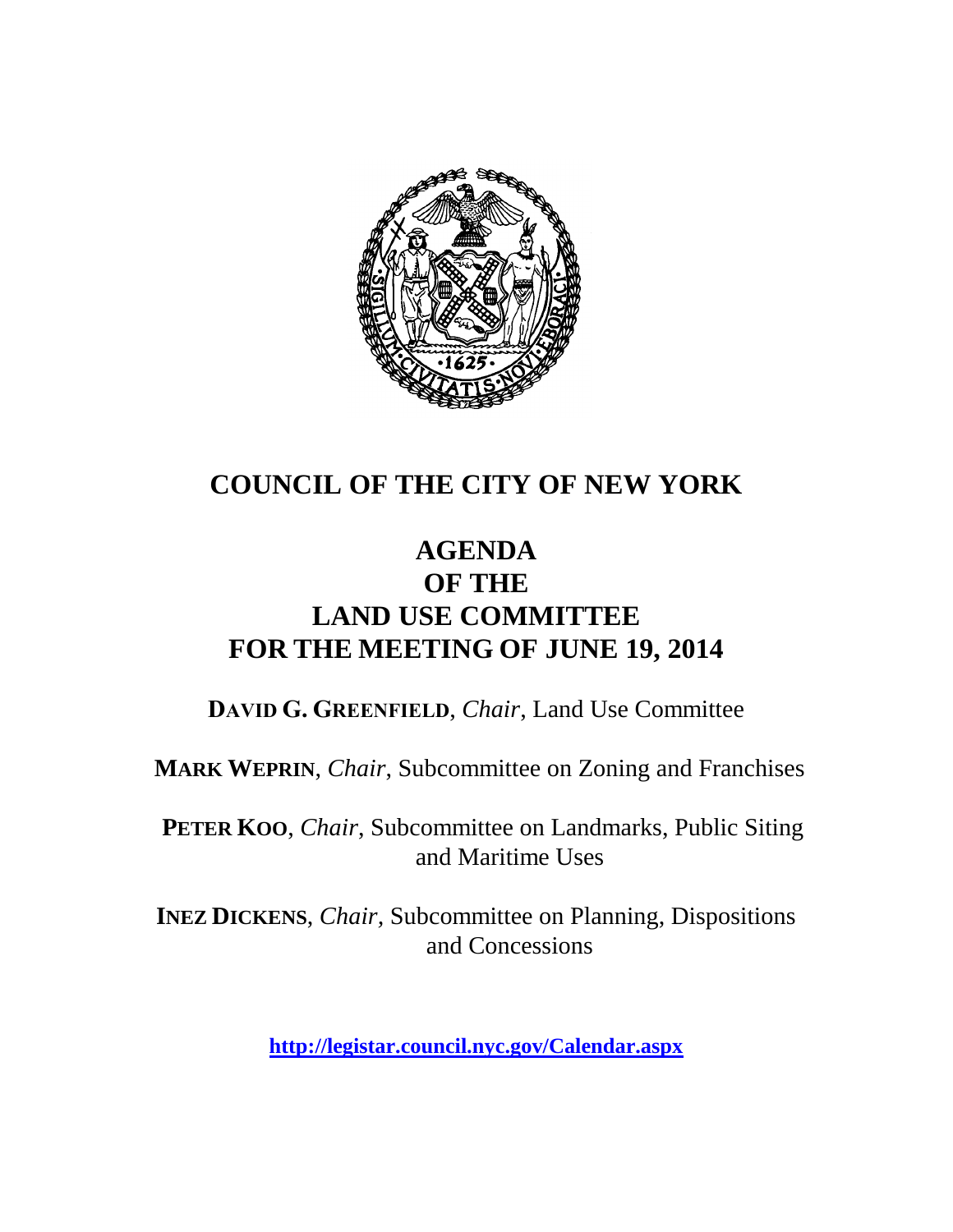# COUNCIL OF THE CITY OF NEW YORK

## AGENDA
## OF THE
## LAND USE COMMITTEE
## FOR THE MEETING OF JUNE 19, 2014

**DAVID G. GREENFIELD**, *Chair*, Land Use Committee

**MARK WEPRIN**, *Chair*, Subcommittee on Zoning and Franchises

**PETER KOO**, *Chair*, Subcommittee on Landmarks, Public Siting and Maritime Uses

**INEZ DICKENS**, *Chair*, Subcommittee on Planning, Dispositions and Concessions

**http://legistar.council.nyc.gov/Calendar.aspx**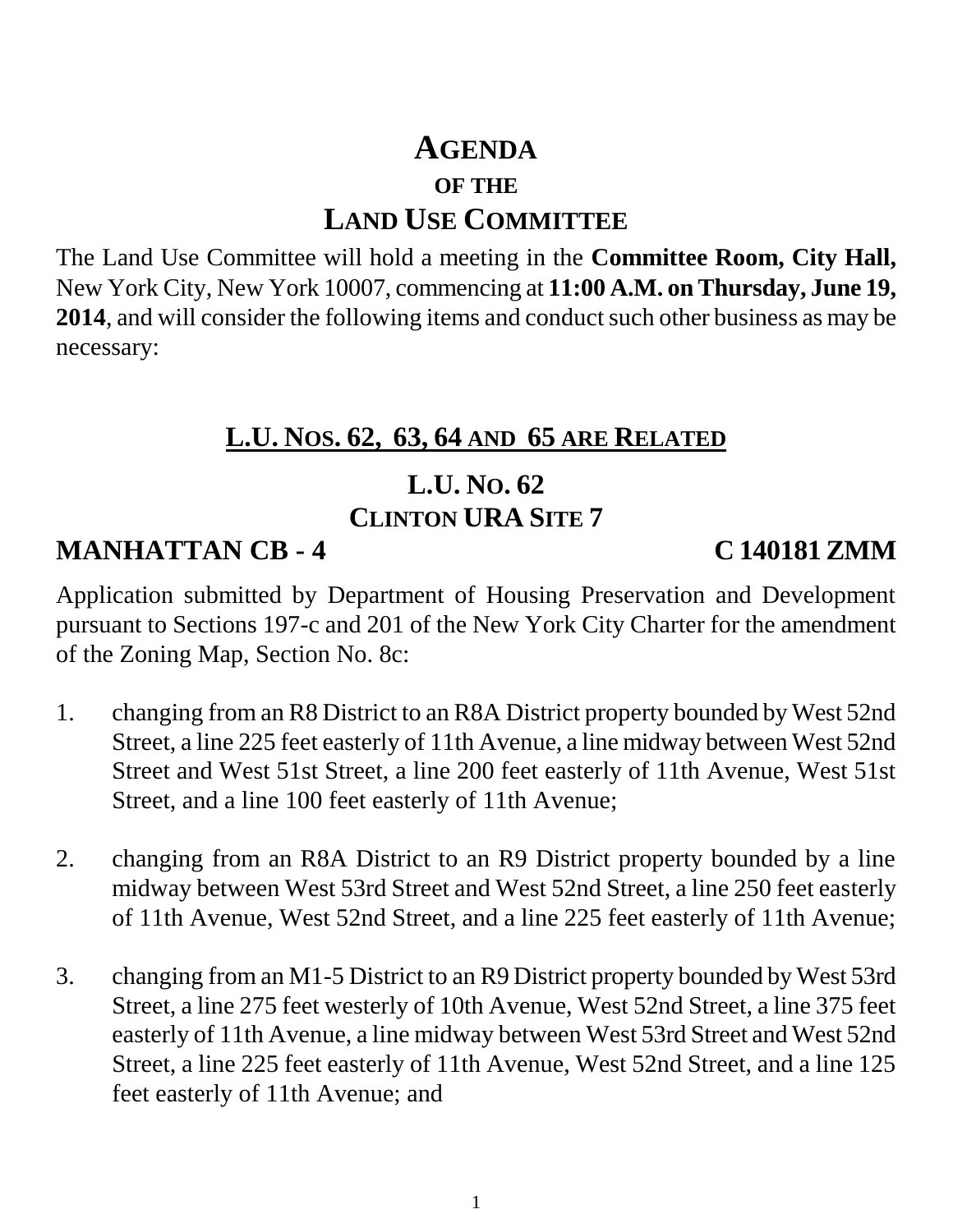# AGENDA

## OF THE

# LAND USE COMMITTEE

The Land Use Committee will hold a meeting in the **Committee Room, City Hall,** New York City, New York 10007, commencing at **11:00 A.M. on Thursday, June 19, 2014**, and will consider the following items and conduct such other business as may be necessary:

## L.U. NOS. 62, 63, 64 AND 65 ARE RELATED

## L.U. NO. 62
## CLINTON URA SITE 7

**MANHATTAN CB - 4** **C 140181 ZMM**

Application submitted by Department of Housing Preservation and Development pursuant to Sections 197-c and 201 of the New York City Charter for the amendment of the Zoning Map, Section No. 8c:

1. changing from an R8 District to an R8A District property bounded by West 52nd Street, a line 225 feet easterly of 11th Avenue, a line midway between West 52nd Street and West 51st Street, a line 200 feet easterly of 11th Avenue, West 51st Street, and a line 100 feet easterly of 11th Avenue;

2. changing from an R8A District to an R9 District property bounded by a line midway between West 53rd Street and West 52nd Street, a line 250 feet easterly of 11th Avenue, West 52nd Street, and a line 225 feet easterly of 11th Avenue;

3. changing from an M1-5 District to an R9 District property bounded by West 53rd Street, a line 275 feet westerly of 10th Avenue, West 52nd Street, a line 375 feet easterly of 11th Avenue, a line midway between West 53rd Street and West 52nd Street, a line 225 feet easterly of 11th Avenue, West 52nd Street, and a line 125 feet easterly of 11th Avenue; and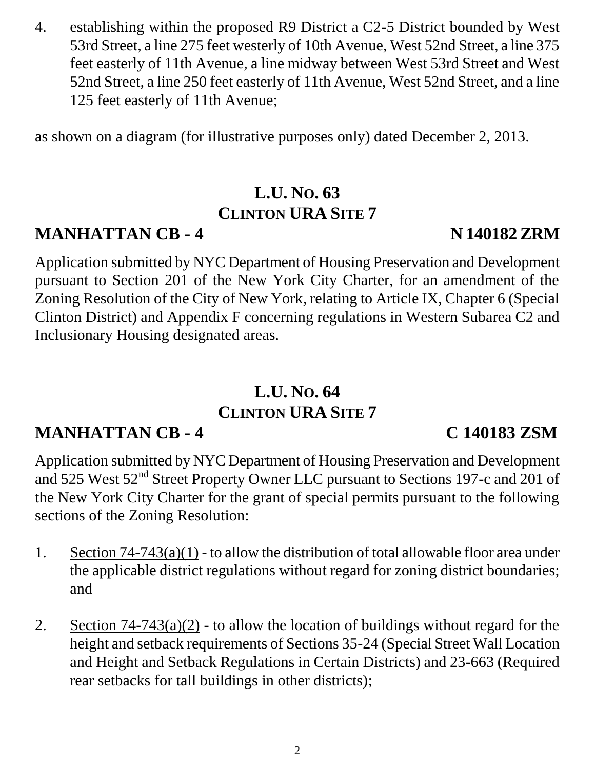4. establishing within the proposed R9 District a C2-5 District bounded by West 53rd Street, a line 275 feet westerly of 10th Avenue, West 52nd Street, a line 375 feet easterly of 11th Avenue, a line midway between West 53rd Street and West 52nd Street, a line 250 feet easterly of 11th Avenue, West 52nd Street, and a line 125 feet easterly of 11th Avenue;

as shown on a diagram (for illustrative purposes only) dated December 2, 2013.

## L.U. No. 63
## Clinton URA Site 7

**MANHATTAN CB - 4** **N 140182 ZRM**

Application submitted by NYC Department of Housing Preservation and Development pursuant to Section 201 of the New York City Charter, for an amendment of the Zoning Resolution of the City of New York, relating to Article IX, Chapter 6 (Special Clinton District) and Appendix F concerning regulations in Western Subarea C2 and Inclusionary Housing designated areas.

## L.U. No. 64
## Clinton URA Site 7

**MANHATTAN CB - 4** **C 140183 ZSM**

Application submitted by NYC Department of Housing Preservation and Development and 525 West 52nd Street Property Owner LLC pursuant to Sections 197-c and 201 of the New York City Charter for the grant of special permits pursuant to the following sections of the Zoning Resolution:

1. Section 74-743(a)(1) - to allow the distribution of total allowable floor area under the applicable district regulations without regard for zoning district boundaries; and

2. Section 74-743(a)(2) - to allow the location of buildings without regard for the height and setback requirements of Sections 35-24 (Special Street Wall Location and Height and Setback Regulations in Certain Districts) and 23-663 (Required rear setbacks for tall buildings in other districts);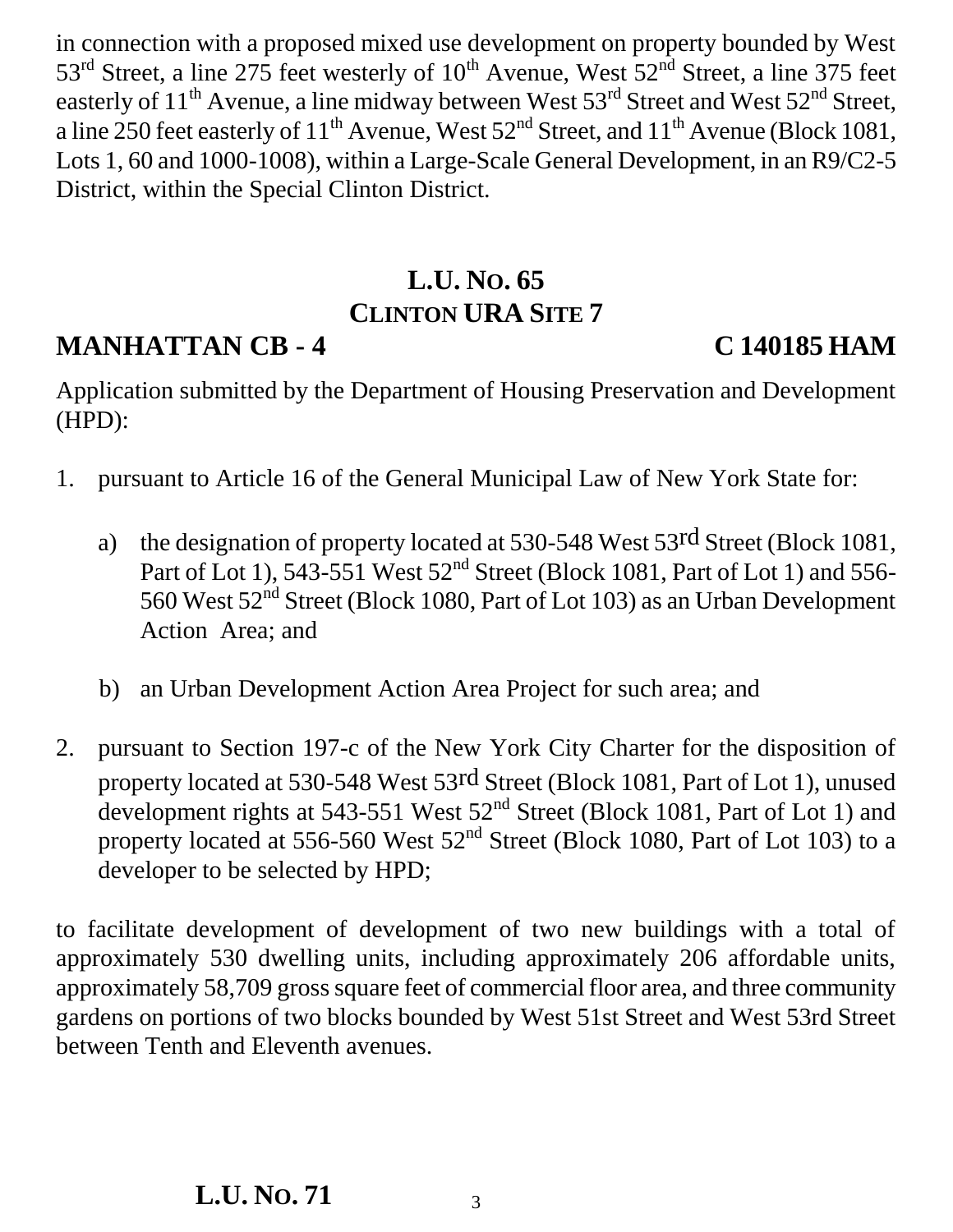in connection with a proposed mixed use development on property bounded by West 53rd Street, a line 275 feet westerly of 10th Avenue, West 52nd Street, a line 375 feet easterly of 11th Avenue, a line midway between West 53rd Street and West 52nd Street, a line 250 feet easterly of 11th Avenue, West 52nd Street, and 11th Avenue (Block 1081, Lots 1, 60 and 1000-1008), within a Large-Scale General Development, in an R9/C2-5 District, within the Special Clinton District.

## L.U. No. 65
## Clinton URA Site 7

**MANHATTAN CB - 4** **C 140185 HAM**

Application submitted by the Department of Housing Preservation and Development (HPD):

1. pursuant to Article 16 of the General Municipal Law of New York State for:

   a) the designation of property located at 530-548 West 53rd Street (Block 1081, Part of Lot 1), 543-551 West 52nd Street (Block 1081, Part of Lot 1) and 556-560 West 52nd Street (Block 1080, Part of Lot 103) as an Urban Development Action Area; and

   b) an Urban Development Action Area Project for such area; and

2. pursuant to Section 197-c of the New York City Charter for the disposition of property located at 530-548 West 53rd Street (Block 1081, Part of Lot 1), unused development rights at 543-551 West 52nd Street (Block 1081, Part of Lot 1) and property located at 556-560 West 52nd Street (Block 1080, Part of Lot 103) to a developer to be selected by HPD;

to facilitate development of development of two new buildings with a total of approximately 530 dwelling units, including approximately 206 affordable units, approximately 58,709 gross square feet of commercial floor area, and three community gardens on portions of two blocks bounded by West 51st Street and West 53rd Street between Tenth and Eleventh avenues.

## L.U. No. 71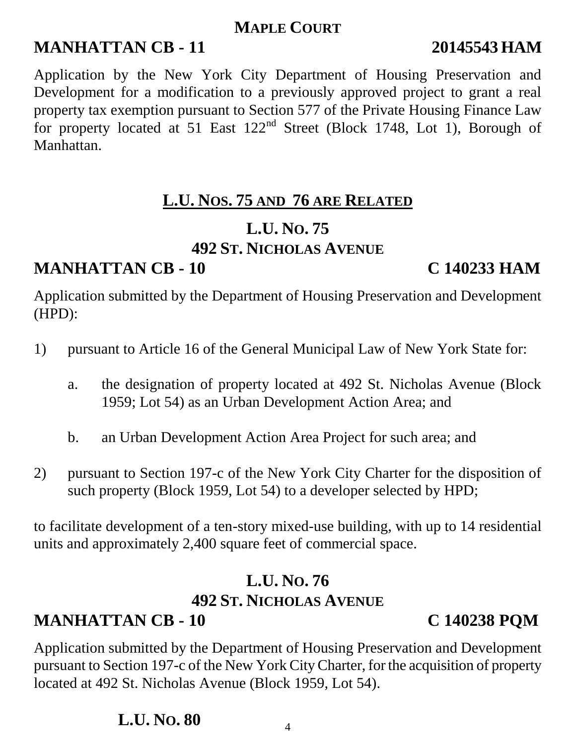### MAPLE COURT

**MANHATTAN CB - 11** **20145543 HAM**

Application by the New York City Department of Housing Preservation and Development for a modification to a previously approved project to grant a real property tax exemption pursuant to Section 577 of the Private Housing Finance Law for property located at 51 East 122nd Street (Block 1748, Lot 1), Borough of Manhattan.

## L.U. NOS. 75 AND 76 ARE RELATED

### L.U. NO. 75
### 492 ST. NICHOLAS AVENUE

**MANHATTAN CB - 10** **C 140233 HAM**

Application submitted by the Department of Housing Preservation and Development (HPD):

1) pursuant to Article 16 of the General Municipal Law of New York State for:

   a. the designation of property located at 492 St. Nicholas Avenue (Block 1959; Lot 54) as an Urban Development Action Area; and

   b. an Urban Development Action Area Project for such area; and

2) pursuant to Section 197-c of the New York City Charter for the disposition of such property (Block 1959, Lot 54) to a developer selected by HPD;

to facilitate development of a ten-story mixed-use building, with up to 14 residential units and approximately 2,400 square feet of commercial space.

### L.U. NO. 76
### 492 ST. NICHOLAS AVENUE

**MANHATTAN CB - 10** **C 140238 PQM**

Application submitted by the Department of Housing Preservation and Development pursuant to Section 197-c of the New York City Charter, for the acquisition of property located at 492 St. Nicholas Avenue (Block 1959, Lot 54).

### L.U. NO. 80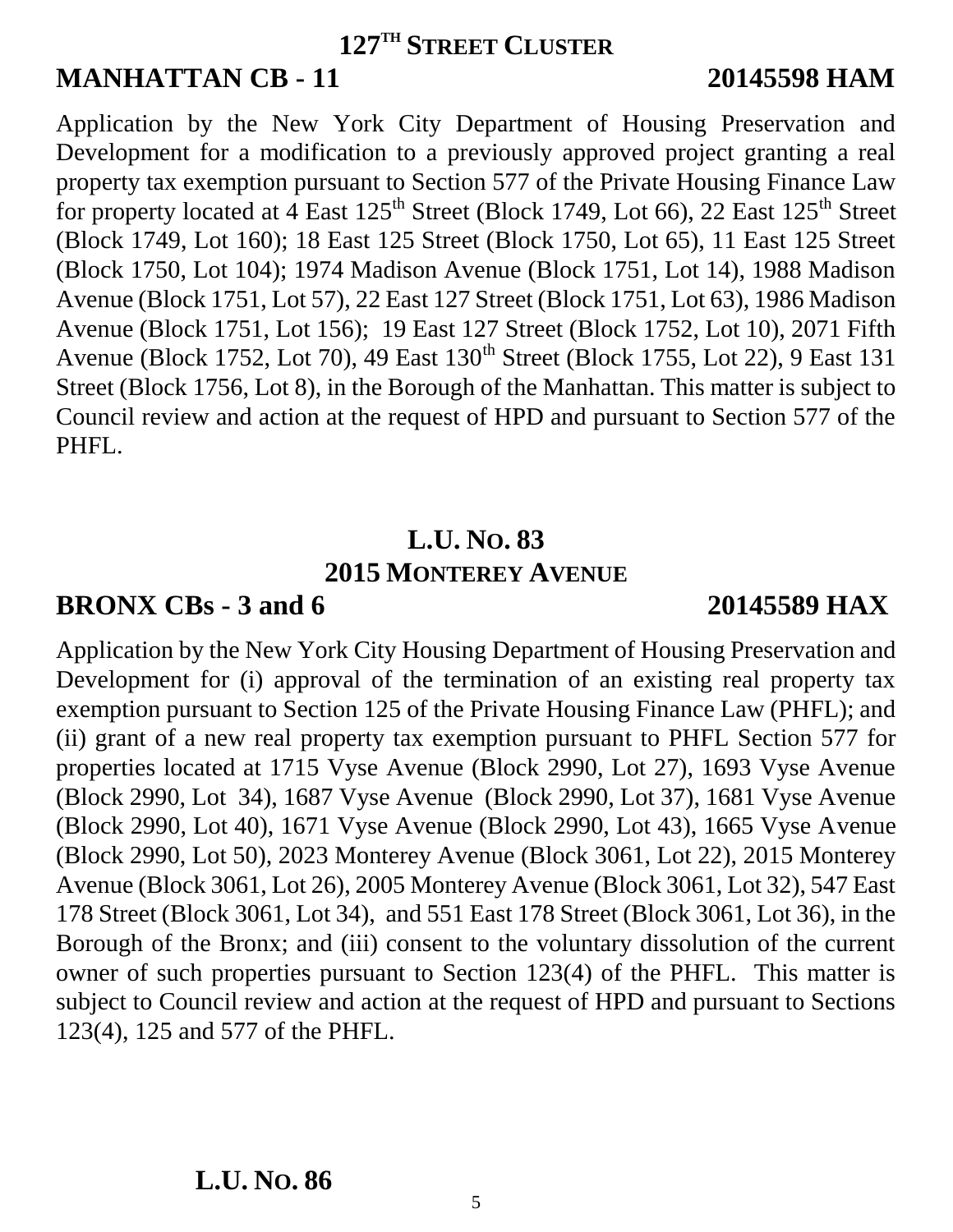### 127TH STREET CLUSTER

**MANHATTAN CB - 11** **20145598 HAM**

Application by the New York City Department of Housing Preservation and Development for a modification to a previously approved project granting a real property tax exemption pursuant to Section 577 of the Private Housing Finance Law for property located at 4 East 125th Street (Block 1749, Lot 66), 22 East 125th Street (Block 1749, Lot 160); 18 East 125 Street (Block 1750, Lot 65), 11 East 125 Street (Block 1750, Lot 104); 1974 Madison Avenue (Block 1751, Lot 14), 1988 Madison Avenue (Block 1751, Lot 57), 22 East 127 Street (Block 1751, Lot 63), 1986 Madison Avenue (Block 1751, Lot 156); 19 East 127 Street (Block 1752, Lot 10), 2071 Fifth Avenue (Block 1752, Lot 70), 49 East 130th Street (Block 1755, Lot 22), 9 East 131 Street (Block 1756, Lot 8), in the Borough of the Manhattan. This matter is subject to Council review and action at the request of HPD and pursuant to Section 577 of the PHFL.

## L.U. NO. 83

### 2015 MONTEREY AVENUE

**BRONX CBs - 3 and 6** **20145589 HAX**

Application by the New York City Housing Department of Housing Preservation and Development for (i) approval of the termination of an existing real property tax exemption pursuant to Section 125 of the Private Housing Finance Law (PHFL); and (ii) grant of a new real property tax exemption pursuant to PHFL Section 577 for properties located at 1715 Vyse Avenue (Block 2990, Lot 27), 1693 Vyse Avenue (Block 2990, Lot 34), 1687 Vyse Avenue (Block 2990, Lot 37), 1681 Vyse Avenue (Block 2990, Lot 40), 1671 Vyse Avenue (Block 2990, Lot 43), 1665 Vyse Avenue (Block 2990, Lot 50), 2023 Monterey Avenue (Block 3061, Lot 22), 2015 Monterey Avenue (Block 3061, Lot 26), 2005 Monterey Avenue (Block 3061, Lot 32), 547 East 178 Street (Block 3061, Lot 34), and 551 East 178 Street (Block 3061, Lot 36), in the Borough of the Bronx; and (iii) consent to the voluntary dissolution of the current owner of such properties pursuant to Section 123(4) of the PHFL. This matter is subject to Council review and action at the request of HPD and pursuant to Sections 123(4), 125 and 577 of the PHFL.

## L.U. NO. 86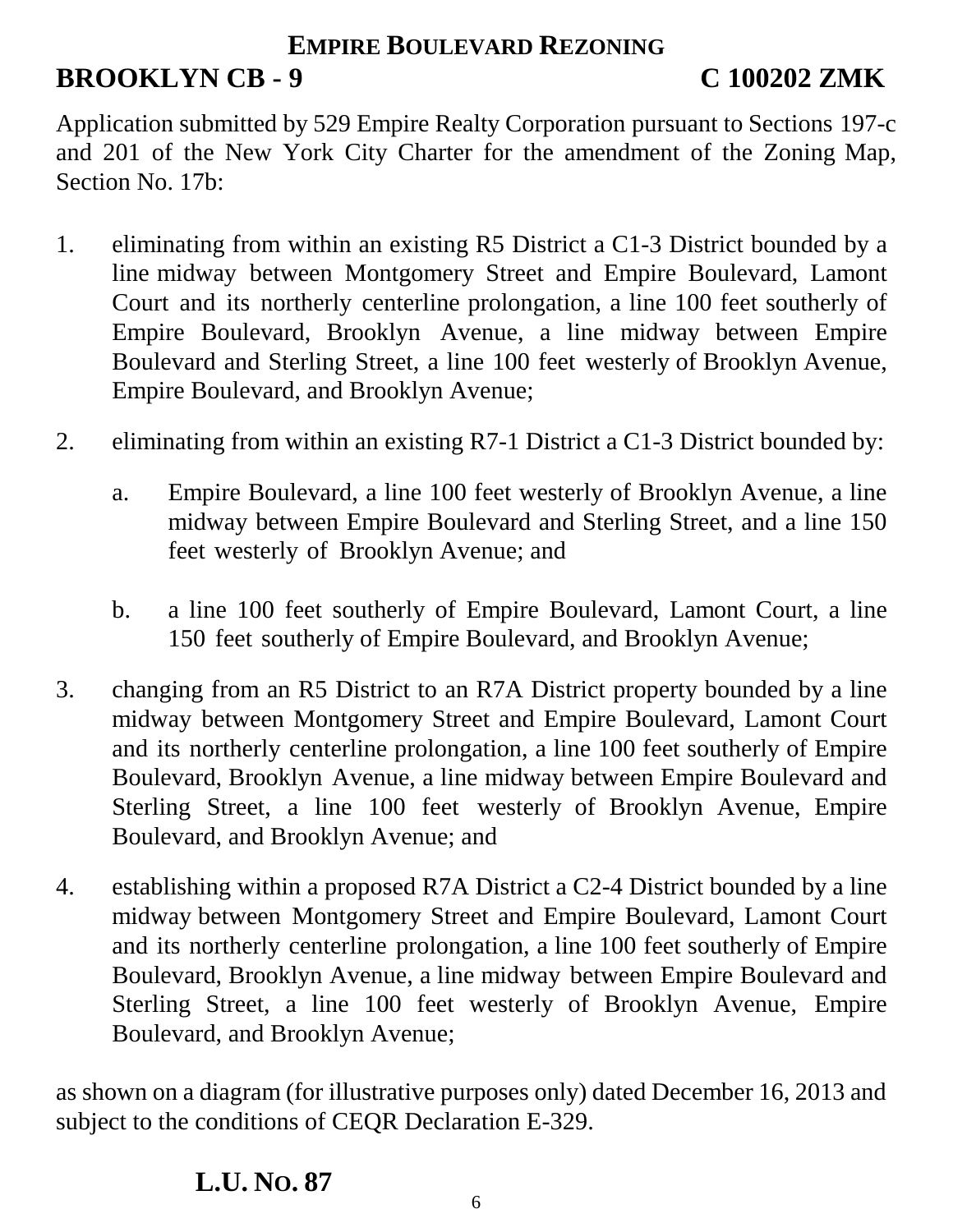# Empire Boulevard Rezoning

## BROOKLYN CB - 9 C 100202 ZMK

Application submitted by 529 Empire Realty Corporation pursuant to Sections 197-c and 201 of the New York City Charter for the amendment of the Zoning Map, Section No. 17b:

1. eliminating from within an existing R5 District a C1-3 District bounded by a line midway between Montgomery Street and Empire Boulevard, Lamont Court and its northerly centerline prolongation, a line 100 feet southerly of Empire Boulevard, Brooklyn Avenue, a line midway between Empire Boulevard and Sterling Street, a line 100 feet westerly of Brooklyn Avenue, Empire Boulevard, and Brooklyn Avenue;

2. eliminating from within an existing R7-1 District a C1-3 District bounded by:

   a. Empire Boulevard, a line 100 feet westerly of Brooklyn Avenue, a line midway between Empire Boulevard and Sterling Street, and a line 150 feet westerly of Brooklyn Avenue; and

   b. a line 100 feet southerly of Empire Boulevard, Lamont Court, a line 150 feet southerly of Empire Boulevard, and Brooklyn Avenue;

3. changing from an R5 District to an R7A District property bounded by a line midway between Montgomery Street and Empire Boulevard, Lamont Court and its northerly centerline prolongation, a line 100 feet southerly of Empire Boulevard, Brooklyn Avenue, a line midway between Empire Boulevard and Sterling Street, a line 100 feet westerly of Brooklyn Avenue, Empire Boulevard, and Brooklyn Avenue; and

4. establishing within a proposed R7A District a C2-4 District bounded by a line midway between Montgomery Street and Empire Boulevard, Lamont Court and its northerly centerline prolongation, a line 100 feet southerly of Empire Boulevard, Brooklyn Avenue, a line midway between Empire Boulevard and Sterling Street, a line 100 feet westerly of Brooklyn Avenue, Empire Boulevard, and Brooklyn Avenue;

as shown on a diagram (for illustrative purposes only) dated December 16, 2013 and subject to the conditions of CEQR Declaration E-329.

**L.U. NO. 87**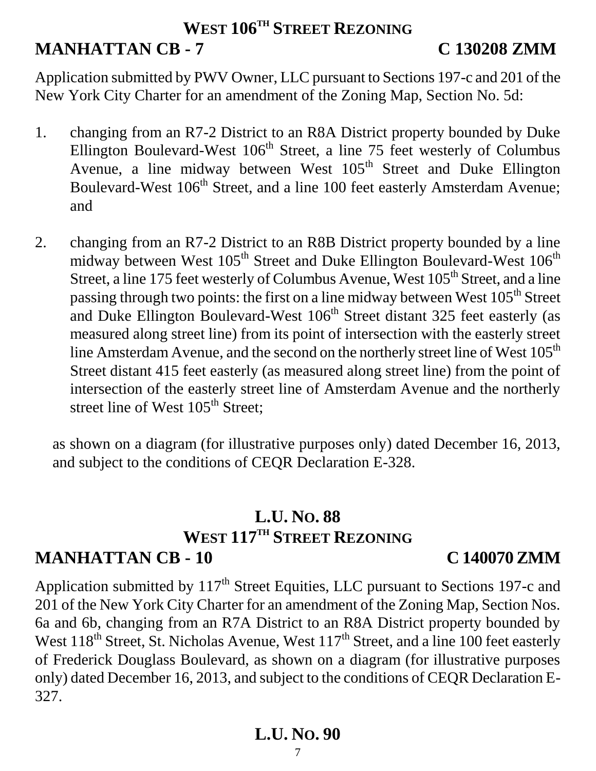### WEST 106TH STREET REZONING

**MANHATTAN CB - 7** **C 130208 ZMM**

Application submitted by PWV Owner, LLC pursuant to Sections 197-c and 201 of the New York City Charter for an amendment of the Zoning Map, Section No. 5d:

1. changing from an R7-2 District to an R8A District property bounded by Duke Ellington Boulevard-West 106th Street, a line 75 feet westerly of Columbus Avenue, a line midway between West 105th Street and Duke Ellington Boulevard-West 106th Street, and a line 100 feet easterly Amsterdam Avenue; and

2. changing from an R7-2 District to an R8B District property bounded by a line midway between West 105th Street and Duke Ellington Boulevard-West 106th Street, a line 175 feet westerly of Columbus Avenue, West 105th Street, and a line passing through two points: the first on a line midway between West 105th Street and Duke Ellington Boulevard-West 106th Street distant 325 feet easterly (as measured along street line) from its point of intersection with the easterly street line Amsterdam Avenue, and the second on the northerly street line of West 105th Street distant 415 feet easterly (as measured along street line) from the point of intersection of the easterly street line of Amsterdam Avenue and the northerly street line of West 105th Street;

as shown on a diagram (for illustrative purposes only) dated December 16, 2013, and subject to the conditions of CEQR Declaration E-328.

## L.U. NO. 88

### WEST 117TH STREET REZONING

**MANHATTAN CB - 10** **C 140070 ZMM**

Application submitted by 117th Street Equities, LLC pursuant to Sections 197-c and 201 of the New York City Charter for an amendment of the Zoning Map, Section Nos. 6a and 6b, changing from an R7A District to an R8A District property bounded by West 118th Street, St. Nicholas Avenue, West 117th Street, and a line 100 feet easterly of Frederick Douglass Boulevard, as shown on a diagram (for illustrative purposes only) dated December 16, 2013, and subject to the conditions of CEQR Declaration E-327.

## L.U. NO. 90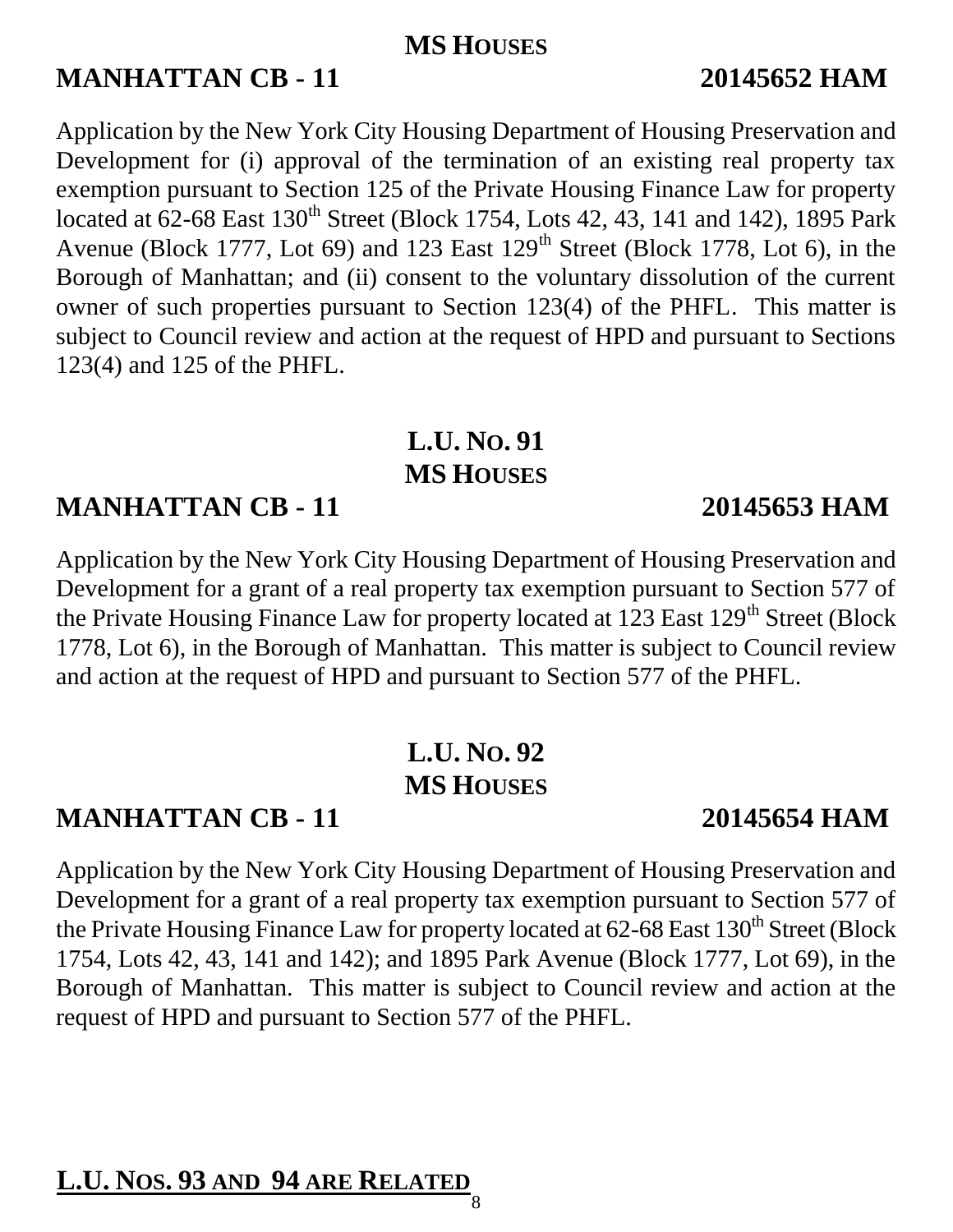**MS HOUSES**

**MANHATTAN CB - 11** **20145652 HAM**

Application by the New York City Housing Department of Housing Preservation and Development for (i) approval of the termination of an existing real property tax exemption pursuant to Section 125 of the Private Housing Finance Law for property located at 62-68 East 130th Street (Block 1754, Lots 42, 43, 141 and 142), 1895 Park Avenue (Block 1777, Lot 69) and 123 East 129th Street (Block 1778, Lot 6), in the Borough of Manhattan; and (ii) consent to the voluntary dissolution of the current owner of such properties pursuant to Section 123(4) of the PHFL. This matter is subject to Council review and action at the request of HPD and pursuant to Sections 123(4) and 125 of the PHFL.

## L.U. NO. 91

**MS HOUSES**

**MANHATTAN CB - 11** **20145653 HAM**

Application by the New York City Housing Department of Housing Preservation and Development for a grant of a real property tax exemption pursuant to Section 577 of the Private Housing Finance Law for property located at 123 East 129th Street (Block 1778, Lot 6), in the Borough of Manhattan. This matter is subject to Council review and action at the request of HPD and pursuant to Section 577 of the PHFL.

## L.U. NO. 92

**MS HOUSES**

**MANHATTAN CB - 11** **20145654 HAM**

Application by the New York City Housing Department of Housing Preservation and Development for a grant of a real property tax exemption pursuant to Section 577 of the Private Housing Finance Law for property located at 62-68 East 130th Street (Block 1754, Lots 42, 43, 141 and 142); and 1895 Park Avenue (Block 1777, Lot 69), in the Borough of Manhattan. This matter is subject to Council review and action at the request of HPD and pursuant to Section 577 of the PHFL.

## L.U. NOS. 93 AND 94 ARE RELATED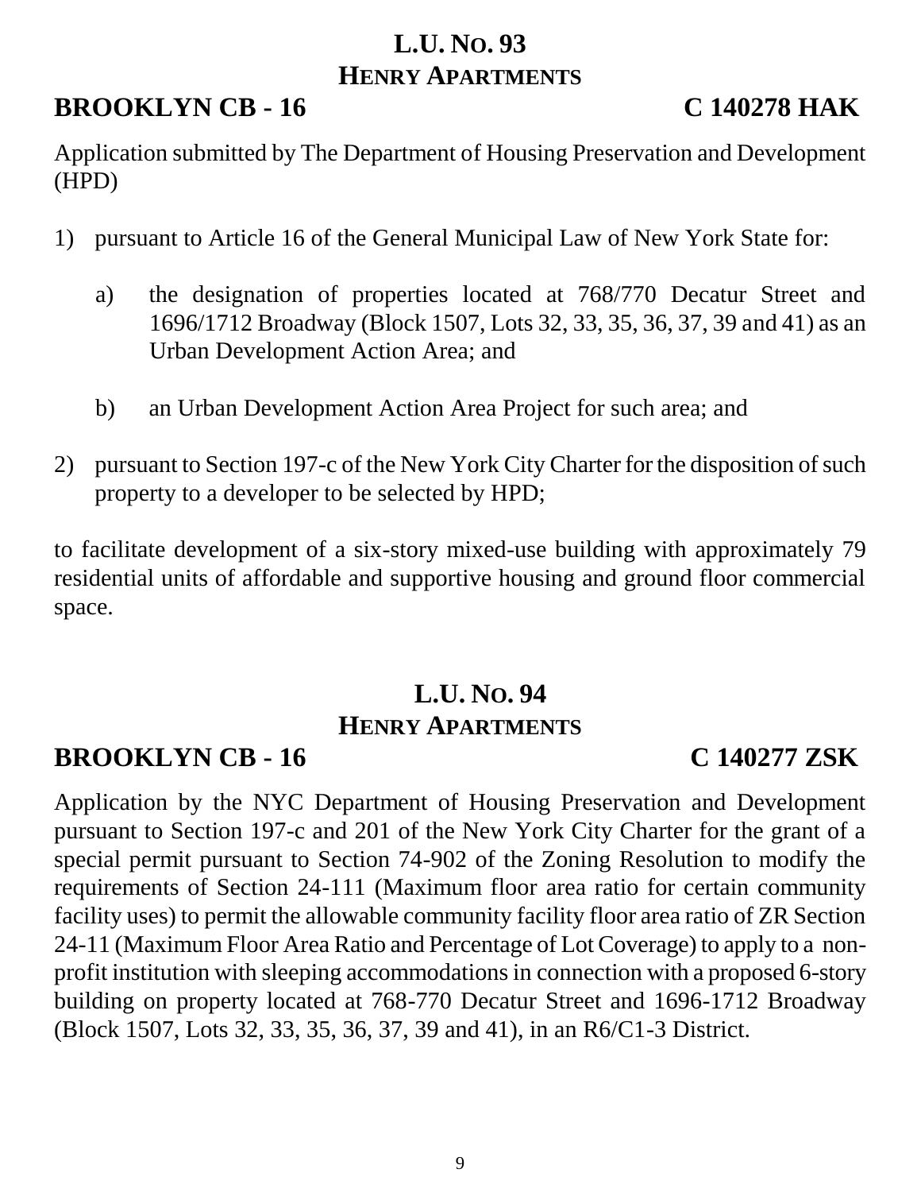## L.U. No. 93
## Henry Apartments

**BROOKLYN CB - 16** **C 140278 HAK**

Application submitted by The Department of Housing Preservation and Development (HPD)

1) pursuant to Article 16 of the General Municipal Law of New York State for:

   a) the designation of properties located at 768/770 Decatur Street and 1696/1712 Broadway (Block 1507, Lots 32, 33, 35, 36, 37, 39 and 41) as an Urban Development Action Area; and

   b) an Urban Development Action Area Project for such area; and

2) pursuant to Section 197-c of the New York City Charter for the disposition of such property to a developer to be selected by HPD;

to facilitate development of a six-story mixed-use building with approximately 79 residential units of affordable and supportive housing and ground floor commercial space.

## L.U. No. 94
## Henry Apartments

**BROOKLYN CB - 16** **C 140277 ZSK**

Application by the NYC Department of Housing Preservation and Development pursuant to Section 197-c and 201 of the New York City Charter for the grant of a special permit pursuant to Section 74-902 of the Zoning Resolution to modify the requirements of Section 24-111 (Maximum floor area ratio for certain community facility uses) to permit the allowable community facility floor area ratio of ZR Section 24-11 (Maximum Floor Area Ratio and Percentage of Lot Coverage) to apply to a non-profit institution with sleeping accommodations in connection with a proposed 6-story building on property located at 768-770 Decatur Street and 1696-1712 Broadway (Block 1507, Lots 32, 33, 35, 36, 37, 39 and 41), in an R6/C1-3 District.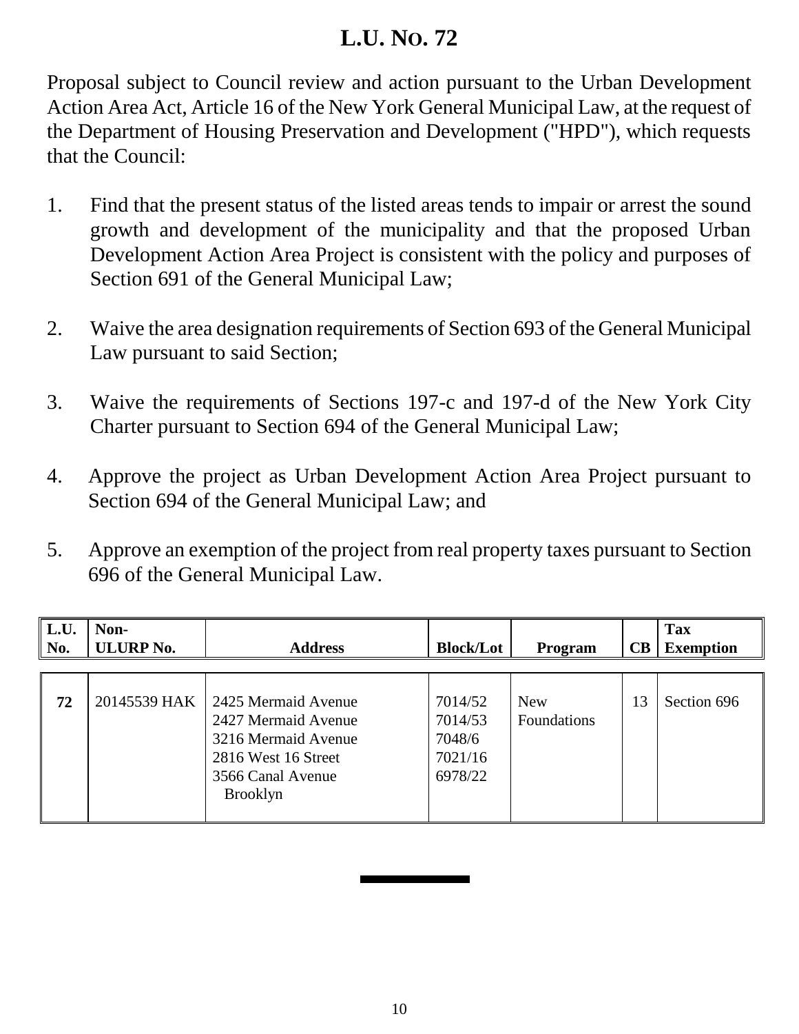# L.U. NO. 72

Proposal subject to Council review and action pursuant to the Urban Development Action Area Act, Article 16 of the New York General Municipal Law, at the request of the Department of Housing Preservation and Development ("HPD"), which requests that the Council:

1. Find that the present status of the listed areas tends to impair or arrest the sound growth and development of the municipality and that the proposed Urban Development Action Area Project is consistent with the policy and purposes of Section 691 of the General Municipal Law;

2. Waive the area designation requirements of Section 693 of the General Municipal Law pursuant to said Section;

3. Waive the requirements of Sections 197-c and 197-d of the New York City Charter pursuant to Section 694 of the General Municipal Law;

4. Approve the project as Urban Development Action Area Project pursuant to Section 694 of the General Municipal Law; and

5. Approve an exemption of the project from real property taxes pursuant to Section 696 of the General Municipal Law.

| L.U. No. | Non-ULURP No. | Address | Block/Lot | Program | CB | Tax Exemption |
|---|---|---|---|---|---|---|
| **72** | 20145539 HAK | 2425 Mermaid Avenue<br>2427 Mermaid Avenue<br>3216 Mermaid Avenue<br>2816 West 16 Street<br>3566 Canal Avenue<br>Brooklyn | 7014/52<br>7014/53<br>7048/6<br>7021/16<br>6978/22 | New Foundations | 13 | Section 696 |